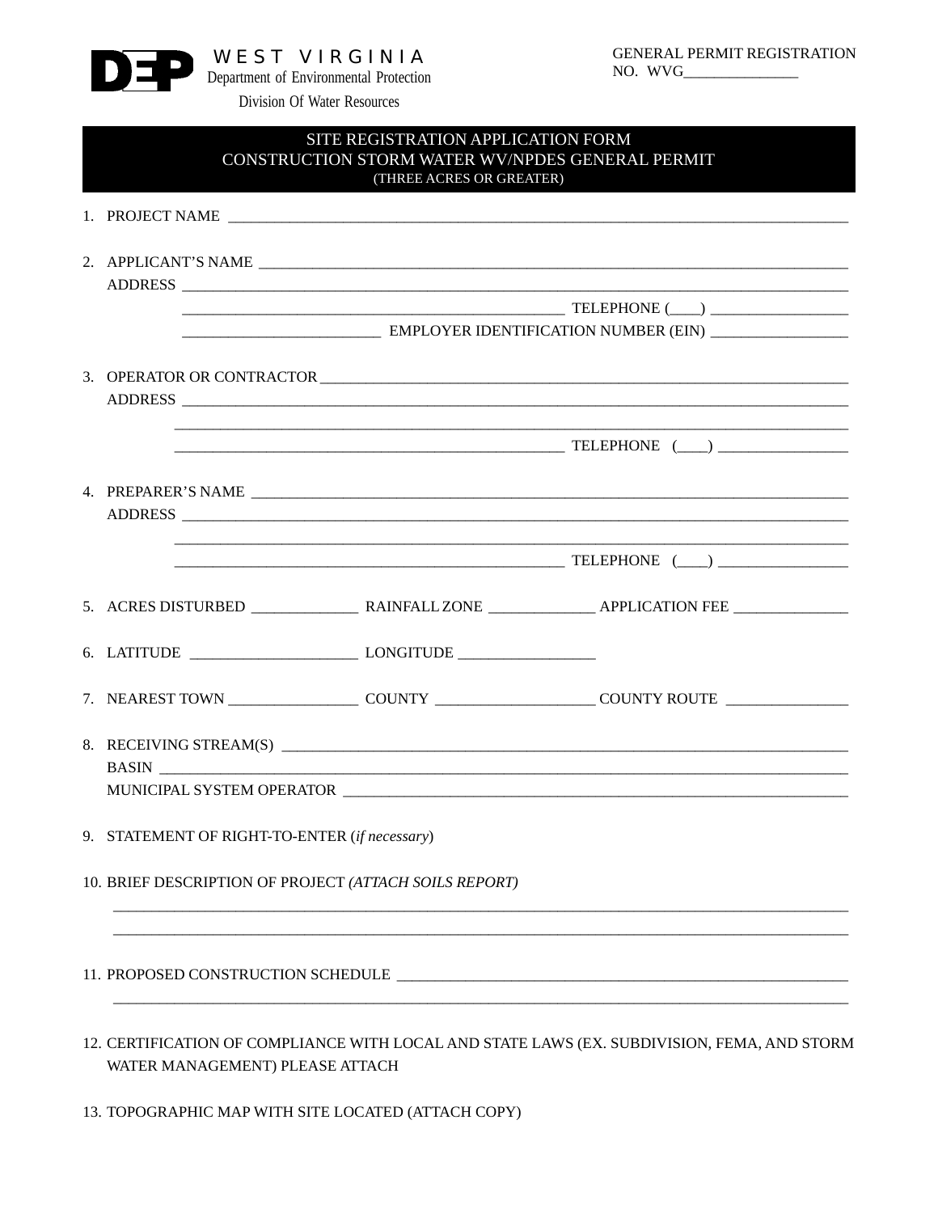**DEP** WEST VIRGINIA
Department of Environmental Protection
Division Of Water Resources

GENERAL PERMIT REGISTRATION
NO. WVG_______________

# SITE REGISTRATION APPLICATION FORM
## CONSTRUCTION STORM WATER WV/NPDES GENERAL PERMIT
(THREE ACRES OR GREATER)

1. PROJECT NAME ______________________________________________________________________

2. APPLICANT'S NAME ___________________________________________________________________
   ADDRESS _________________________________________________________________________
   ___________________________________________ TELEPHONE (____) __________________
   _________________________ EMPLOYER IDENTIFICATION NUMBER (EIN) __________________

3. OPERATOR OR CONTRACTOR _____________________________________________________________
   ADDRESS _________________________________________________________________________
   _______________________________________________________________________________
   ___________________________________________ TELEPHONE (____) __________________

4. PREPARER'S NAME ____________________________________________________________________
   ADDRESS _________________________________________________________________________
   _______________________________________________________________________________
   ___________________________________________ TELEPHONE (____) __________________

5. ACRES DISTURBED ______________ RAINFALL ZONE ______________ APPLICATION FEE _______________

6. LATITUDE ______________________ LONGITUDE __________________

7. NEAREST TOWN _________________ COUNTY _____________________ COUNTY ROUTE ________________

8. RECEIVING STREAM(S) ________________________________________________________________
   BASIN __________________________________________________________________________
   MUNICIPAL SYSTEM OPERATOR ___________________________________________________________

9. STATEMENT OF RIGHT-TO-ENTER (*if necessary*)

10. BRIEF DESCRIPTION OF PROJECT *(ATTACH SOILS REPORT)*
    _______________________________________________________________________________
    _______________________________________________________________________________

11. PROPOSED CONSTRUCTION SCHEDULE ___________________________________________________
    _______________________________________________________________________________

12. CERTIFICATION OF COMPLIANCE WITH LOCAL AND STATE LAWS (EX. SUBDIVISION, FEMA, AND STORM WATER MANAGEMENT) PLEASE ATTACH

13. TOPOGRAPHIC MAP WITH SITE LOCATED (ATTACH COPY)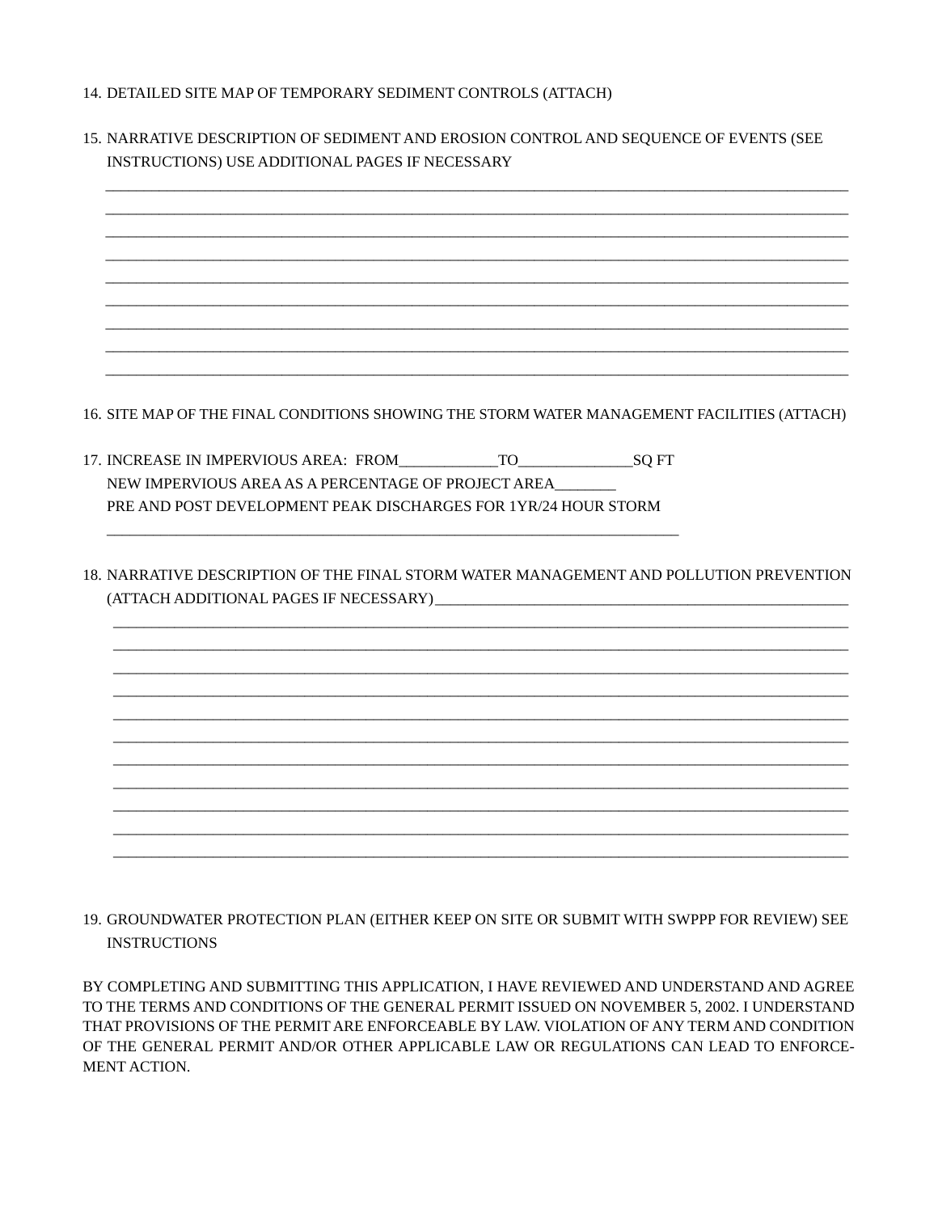14. DETAILED SITE MAP OF TEMPORARY SEDIMENT CONTROLS (ATTACH)

15. NARRATIVE DESCRIPTION OF SEDIMENT AND EROSION CONTROL AND SEQUENCE OF EVENTS (SEE INSTRUCTIONS) USE ADDITIONAL PAGES IF NECESSARY

_______________________________________________________________________________________
_______________________________________________________________________________________
_______________________________________________________________________________________
_______________________________________________________________________________________
_______________________________________________________________________________________
_______________________________________________________________________________________
_______________________________________________________________________________________
_______________________________________________________________________________________
_______________________________________________________________________________________

16. SITE MAP OF THE FINAL CONDITIONS SHOWING THE STORM WATER MANAGEMENT FACILITIES (ATTACH)

17. INCREASE IN IMPERVIOUS AREA: FROM____________TO______________SQ FT
    NEW IMPERVIOUS AREA AS A PERCENTAGE OF PROJECT AREA________
    PRE AND POST DEVELOPMENT PEAK DISCHARGES FOR 1YR/24 HOUR STORM
    ____________________________________________________________________________

18. NARRATIVE DESCRIPTION OF THE FINAL STORM WATER MANAGEMENT AND POLLUTION PREVENTION (ATTACH ADDITIONAL PAGES IF NECESSARY)______________________________________________________

_______________________________________________________________________________________
_______________________________________________________________________________________
_______________________________________________________________________________________
_______________________________________________________________________________________
_______________________________________________________________________________________
_______________________________________________________________________________________
_______________________________________________________________________________________
_______________________________________________________________________________________
_______________________________________________________________________________________
_______________________________________________________________________________________
_______________________________________________________________________________________

19. GROUNDWATER PROTECTION PLAN (EITHER KEEP ON SITE OR SUBMIT WITH SWPPP FOR REVIEW) SEE INSTRUCTIONS

BY COMPLETING AND SUBMITTING THIS APPLICATION, I HAVE REVIEWED AND UNDERSTAND AND AGREE TO THE TERMS AND CONDITIONS OF THE GENERAL PERMIT ISSUED ON NOVEMBER 5, 2002. I UNDERSTAND THAT PROVISIONS OF THE PERMIT ARE ENFORCEABLE BY LAW. VIOLATION OF ANY TERM AND CONDITION OF THE GENERAL PERMIT AND/OR OTHER APPLICABLE LAW OR REGULATIONS CAN LEAD TO ENFORCEMENT ACTION.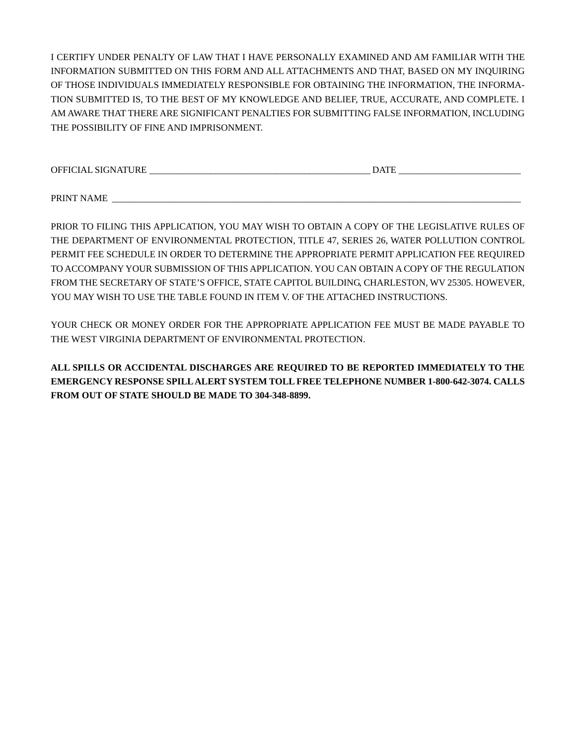I CERTIFY UNDER PENALTY OF LAW THAT I HAVE PERSONALLY EXAMINED AND AM FAMILIAR WITH THE INFORMATION SUBMITTED ON THIS FORM AND ALL ATTACHMENTS AND THAT, BASED ON MY INQUIRING OF THOSE INDIVIDUALS IMMEDIATELY RESPONSIBLE FOR OBTAINING THE INFORMATION, THE INFORMATION SUBMITTED IS, TO THE BEST OF MY KNOWLEDGE AND BELIEF, TRUE, ACCURATE, AND COMPLETE. I AM AWARE THAT THERE ARE SIGNIFICANT PENALTIES FOR SUBMITTING FALSE INFORMATION, INCLUDING THE POSSIBILITY OF FINE AND IMPRISONMENT.

OFFICIAL SIGNATURE ________________________________________________ DATE __________________________

PRINT NAME ___________________________________________________________________________________________

PRIOR TO FILING THIS APPLICATION, YOU MAY WISH TO OBTAIN A COPY OF THE LEGISLATIVE RULES OF THE DEPARTMENT OF ENVIRONMENTAL PROTECTION, TITLE 47, SERIES 26, WATER POLLUTION CONTROL PERMIT FEE SCHEDULE IN ORDER TO DETERMINE THE APPROPRIATE PERMIT APPLICATION FEE REQUIRED TO ACCOMPANY YOUR SUBMISSION OF THIS APPLICATION. YOU CAN OBTAIN A COPY OF THE REGULATION FROM THE SECRETARY OF STATE'S OFFICE, STATE CAPITOL BUILDING, CHARLESTON, WV 25305. HOWEVER, YOU MAY WISH TO USE THE TABLE FOUND IN ITEM V. OF THE ATTACHED INSTRUCTIONS.

YOUR CHECK OR MONEY ORDER FOR THE APPROPRIATE APPLICATION FEE MUST BE MADE PAYABLE TO THE WEST VIRGINIA DEPARTMENT OF ENVIRONMENTAL PROTECTION.

**ALL SPILLS OR ACCIDENTAL DISCHARGES ARE REQUIRED TO BE REPORTED IMMEDIATELY TO THE EMERGENCY RESPONSE SPILL ALERT SYSTEM TOLL FREE TELEPHONE NUMBER 1-800-642-3074. CALLS FROM OUT OF STATE SHOULD BE MADE TO 304-348-8899.**